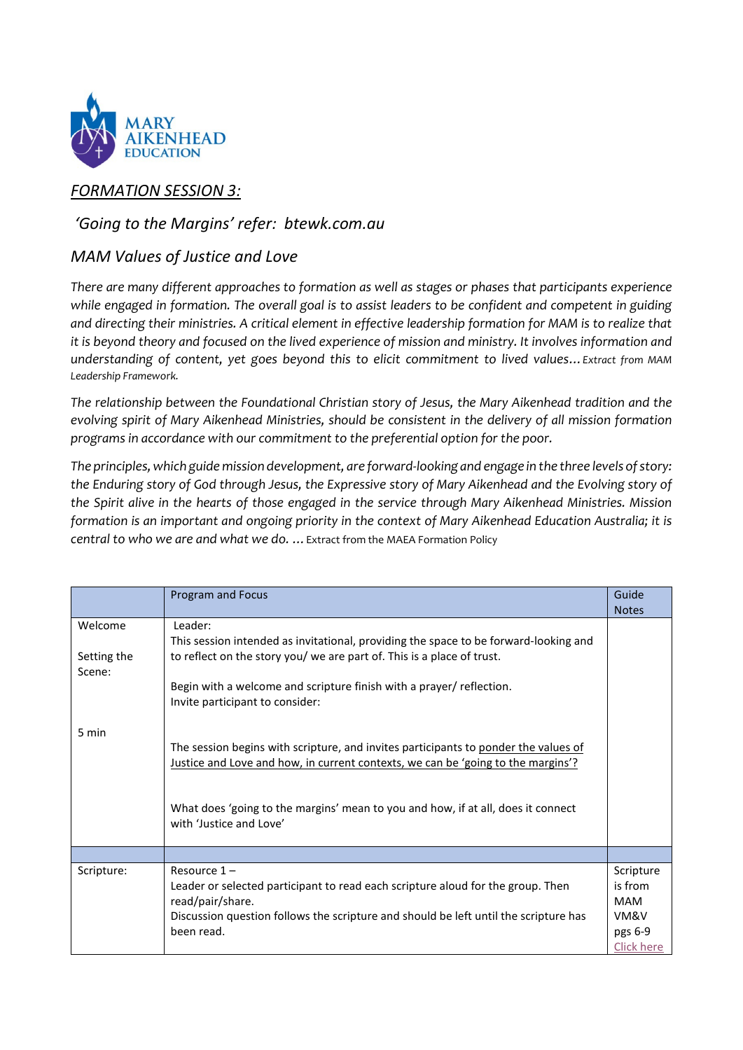MARY AIKENHEAD EDUCATION

## *FORMATION SESSION 3:*

### *'Going to the Margins' refer: btewk.com.au*

### *MAM Values of Justice and Love*

*There are many different approaches to formation as well as stages or phases that participants experience while engaged in formation. The overall goal is to assist leaders to be confident and competent in guiding and directing their ministries. A critical element in effective leadership formation for MAM is to realize that it is beyond theory and focused on the lived experience of mission and ministry. It involves information and understanding of content, yet goes beyond this to elicit commitment to lived values… Extract from MAM Leadership Framework.*

*The relationship between the Foundational Christian story of Jesus, the Mary Aikenhead tradition and the evolving spirit of Mary Aikenhead Ministries, should be consistent in the delivery of all mission formation programs in accordance with our commitment to the preferential option for the poor.*

*The principles, which guide mission development, are forward-looking and engage in the three levels of story: the Enduring story of God through Jesus, the Expressive story of Mary Aikenhead and the Evolving story of the Spirit alive in the hearts of those engaged in the service through Mary Aikenhead Ministries. Mission formation is an important and ongoing priority in the context of Mary Aikenhead Education Australia; it is central to who we are and what we do. …* Extract from the MAEA Formation Policy

| | Program and Focus | Guide Notes |
|---|---|---|
| Welcome<br><br>Setting the Scene:<br><br>5 min | Leader:<br>This session intended as invitational, providing the space to be forward-looking and to reflect on the story you/ we are part of. This is a place of trust.<br><br>Begin with a welcome and scripture finish with a prayer/ reflection.<br>Invite participant to consider:<br><br>The session begins with scripture, and invites participants to ponder the values of Justice and Love and how, in current contexts, we can be 'going to the margins'?<br><br>What does 'going to the margins' mean to you and how, if at all, does it connect with 'Justice and Love' | |
| | | |
| Scripture: | Resource 1 –<br>Leader or selected participant to read each scripture aloud for the group. Then read/pair/share.<br>Discussion question follows the scripture and should be left until the scripture has been read. | Scripture is from MAM VM&V pgs 6-9 Click here |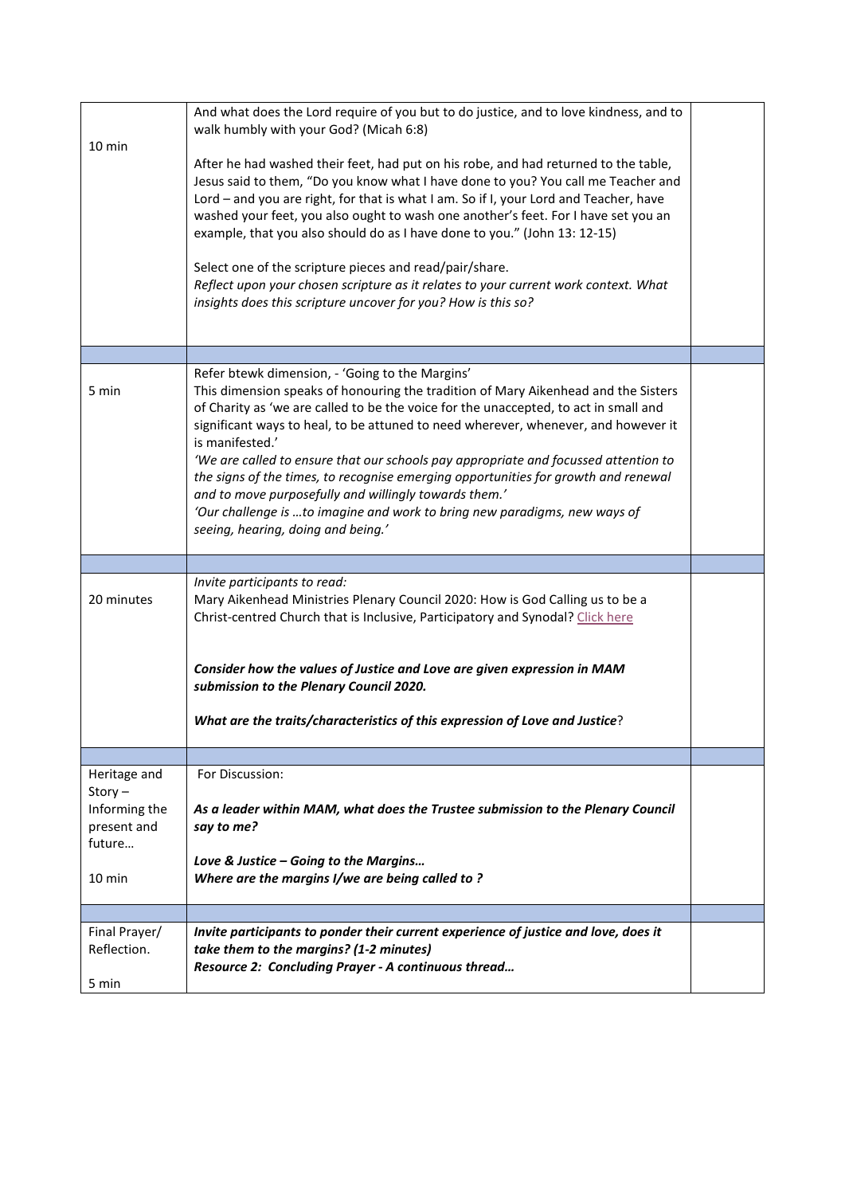| | | |
|---|---|---|
| 10 min | And what does the Lord require of you but to do justice, and to love kindness, and to walk humbly with your God? (Micah 6:8)<br><br>After he had washed their feet, had put on his robe, and had returned to the table, Jesus said to them, "Do you know what I have done to you? You call me Teacher and Lord – and you are right, for that is what I am. So if I, your Lord and Teacher, have washed your feet, you also ought to wash one another's feet. For I have set you an example, that you also should do as I have done to you." (John 13: 12-15)<br><br>Select one of the scripture pieces and read/pair/share.<br>*Reflect upon your chosen scripture as it relates to your current work context. What insights does this scripture uncover for you? How is this so?* | |
| | | |
| 5 min | Refer btewk dimension, - 'Going to the Margins'<br>This dimension speaks of honouring the tradition of Mary Aikenhead and the Sisters of Charity as 'we are called to be the voice for the unaccepted, to act in small and significant ways to heal, to be attuned to need wherever, whenever, and however it is manifested.'<br>*'We are called to ensure that our schools pay appropriate and focussed attention to the signs of the times, to recognise emerging opportunities for growth and renewal and to move purposefully and willingly towards them.'*<br>*'Our challenge is …to imagine and work to bring new paradigms, new ways of seeing, hearing, doing and being.'* | |
| | | |
| 20 minutes | *Invite participants to read:*<br>Mary Aikenhead Ministries Plenary Council 2020: How is God Calling us to be a Christ-centred Church that is Inclusive, Participatory and Synodal? Click here<br><br>***Consider how the values of Justice and Love are given expression in MAM submission to the Plenary Council 2020.***<br><br>***What are the traits/characteristics of this expression of Love and Justice***? | |
| | | |
| Heritage and Story – Informing the present and future…<br><br>10 min | For Discussion:<br><br>***As a leader within MAM, what does the Trustee submission to the Plenary Council say to me?***<br><br>***Love & Justice – Going to the Margins…***<br>***Where are the margins I/we are being called to ?*** | |
| | | |
| Final Prayer/ Reflection.<br><br>5 min | ***Invite participants to ponder their current experience of justice and love, does it take them to the margins? (1-2 minutes)***<br>***Resource 2: Concluding Prayer - A continuous thread…*** | |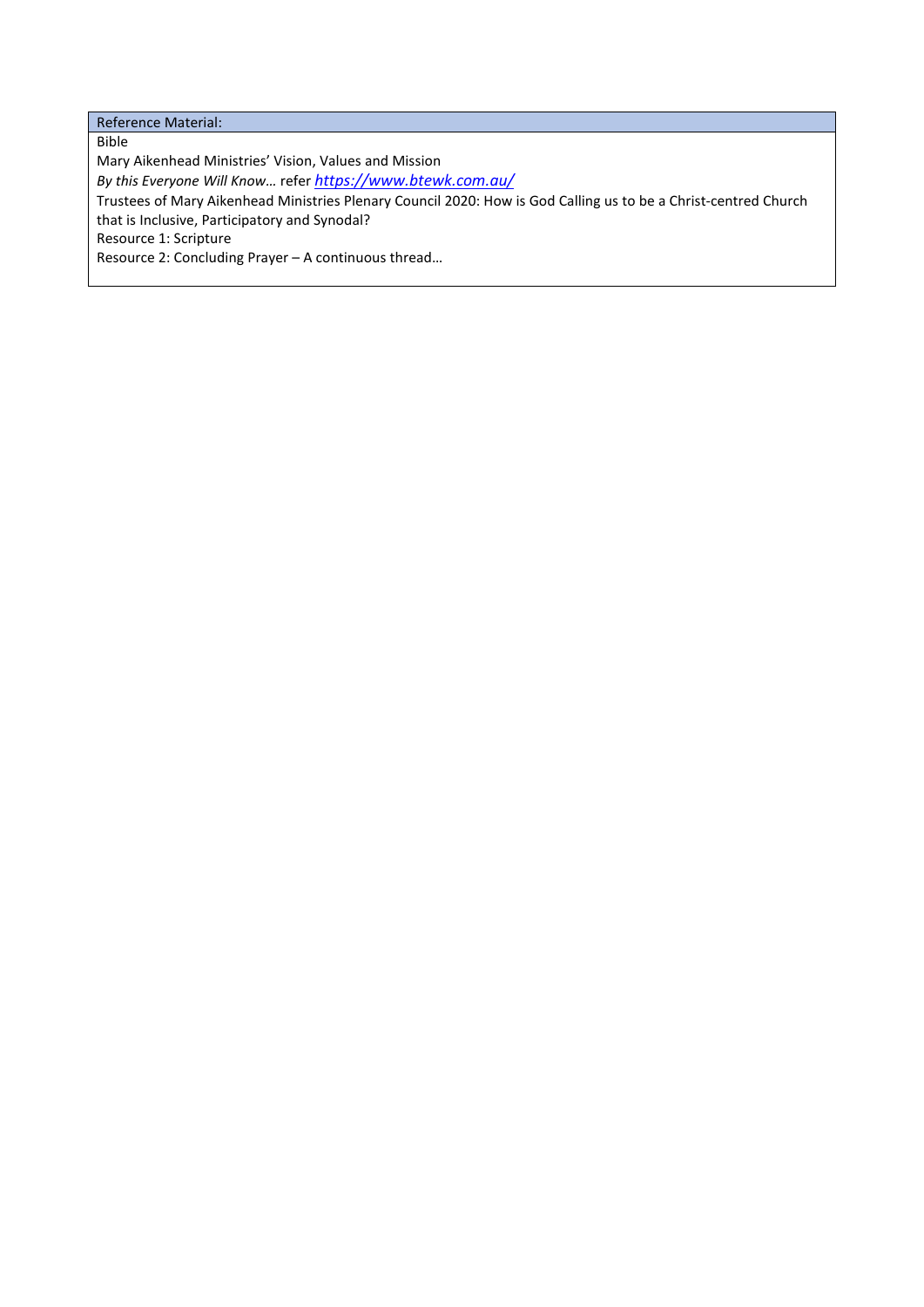| Reference Material: |
| --- |
| Bible<br>Mary Aikenhead Ministries' Vision, Values and Mission<br>*By this Everyone Will Know…* refer [https://www.btewk.com.au/](https://www.btewk.com.au/)<br>Trustees of Mary Aikenhead Ministries Plenary Council 2020: How is God Calling us to be a Christ-centred Church that is Inclusive, Participatory and Synodal?<br>Resource 1: Scripture<br>Resource 2: Concluding Prayer – A continuous thread… |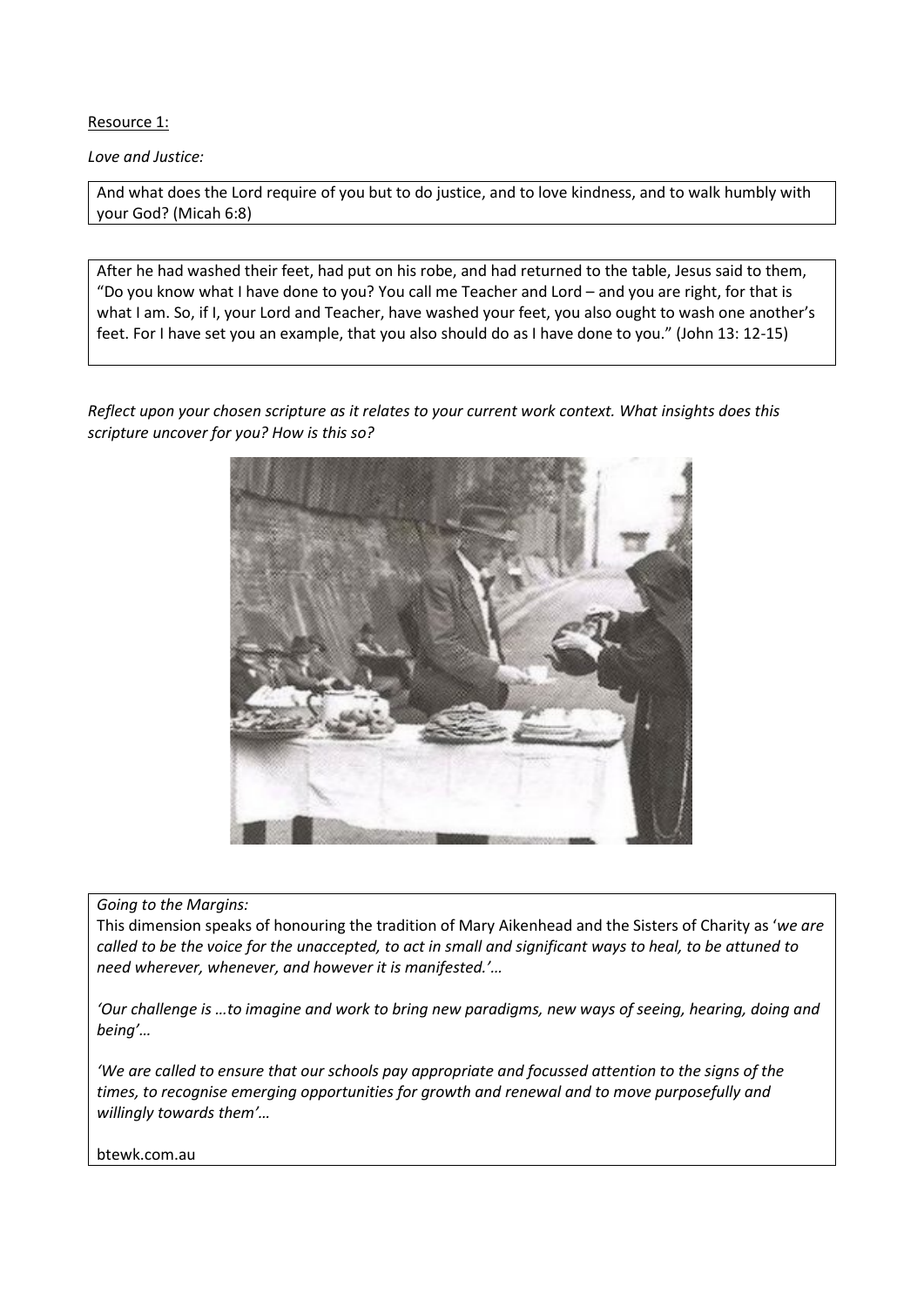Resource 1:

*Love and Justice:*

And what does the Lord require of you but to do justice, and to love kindness, and to walk humbly with your God? (Micah 6:8)

After he had washed their feet, had put on his robe, and had returned to the table, Jesus said to them, "Do you know what I have done to you? You call me Teacher and Lord – and you are right, for that is what I am. So, if I, your Lord and Teacher, have washed your feet, you also ought to wash one another's feet. For I have set you an example, that you also should do as I have done to you." (John 13: 12-15)

*Reflect upon your chosen scripture as it relates to your current work context. What insights does this scripture uncover for you? How is this so?*

*Going to the Margins:*

This dimension speaks of honouring the tradition of Mary Aikenhead and the Sisters of Charity as '*we are called to be the voice for the unaccepted, to act in small and significant ways to heal, to be attuned to need wherever, whenever, and however it is manifested.'…*

*'Our challenge is …to imagine and work to bring new paradigms, new ways of seeing, hearing, doing and being'…*

*'We are called to ensure that our schools pay appropriate and focussed attention to the signs of the times, to recognise emerging opportunities for growth and renewal and to move purposefully and willingly towards them'…*

btewk.com.au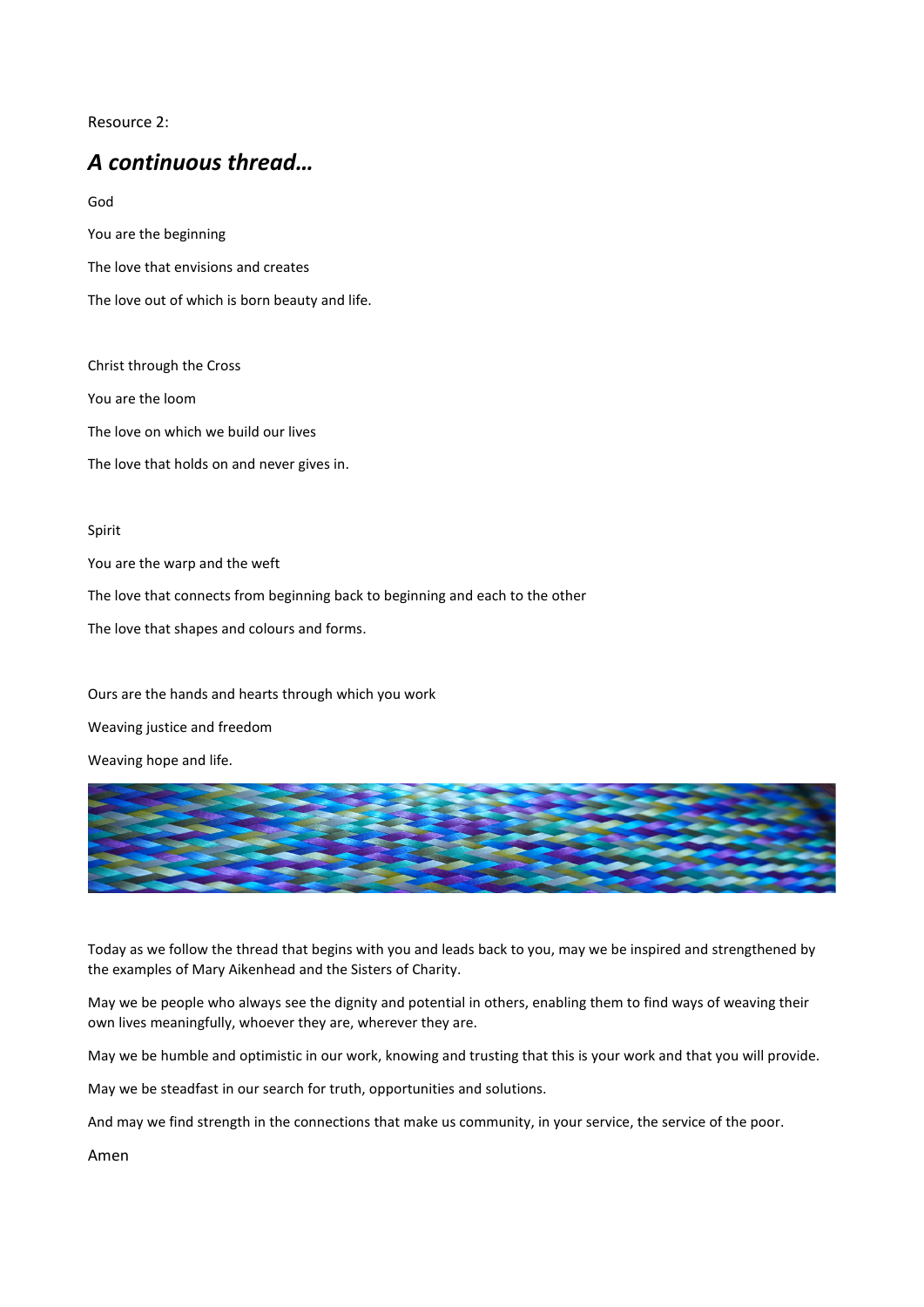Resource 2:

## *A continuous thread…*

God

You are the beginning

The love that envisions and creates

The love out of which is born beauty and life.

Christ through the Cross

You are the loom

The love on which we build our lives

The love that holds on and never gives in.

Spirit

You are the warp and the weft

The love that connects from beginning back to beginning and each to the other

The love that shapes and colours and forms.

Ours are the hands and hearts through which you work

Weaving justice and freedom

Weaving hope and life.

Today as we follow the thread that begins with you and leads back to you, may we be inspired and strengthened by the examples of Mary Aikenhead and the Sisters of Charity.

May we be people who always see the dignity and potential in others, enabling them to find ways of weaving their own lives meaningfully, whoever they are, wherever they are.

May we be humble and optimistic in our work, knowing and trusting that this is your work and that you will provide.

May we be steadfast in our search for truth, opportunities and solutions.

And may we find strength in the connections that make us community, in your service, the service of the poor.

Amen